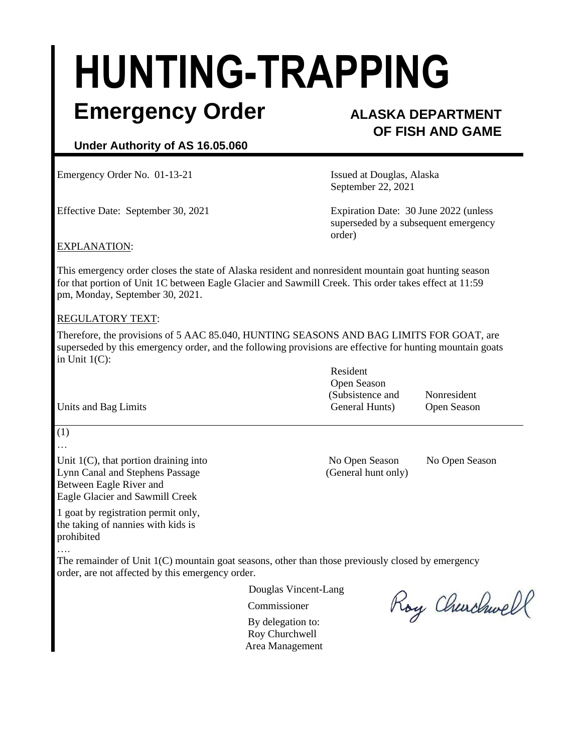# HUNTING-TRAPPING

## Emergency Order

**ALASKA DEPARTMENT OF FISH AND GAME**

**Under Authority of AS 16.05.060**

Emergency Order No. 01-13-21

Issued at Douglas, Alaska
September 22, 2021

Effective Date: September 30, 2021

Expiration Date: 30 June 2022 (unless superseded by a subsequent emergency order)

EXPLANATION:

This emergency order closes the state of Alaska resident and nonresident mountain goat hunting season for that portion of Unit 1C between Eagle Glacier and Sawmill Creek. This order takes effect at 11:59 pm, Monday, September 30, 2021.

REGULATORY TEXT:

Therefore, the provisions of 5 AAC 85.040, HUNTING SEASONS AND BAG LIMITS FOR GOAT, are superseded by this emergency order, and the following provisions are effective for hunting mountain goats in Unit 1(C):

| Units and Bag Limits | Resident Open Season (Subsistence and General Hunts) | Nonresident Open Season |
|---|---|---|
| (1) | | |
| … | | |
| Unit 1(C), that portion draining into Lynn Canal and Stephens Passage Between Eagle River and Eagle Glacier and Sawmill Creek | No Open Season (General hunt only) | No Open Season |
| 1 goat by registration permit only, the taking of nannies with kids is prohibited | | |
| …. | | |

The remainder of Unit 1(C) mountain goat seasons, other than those previously closed by emergency order, are not affected by this emergency order.

Douglas Vincent-Lang
Commissioner
By delegation to:
Roy Churchwell
Area Management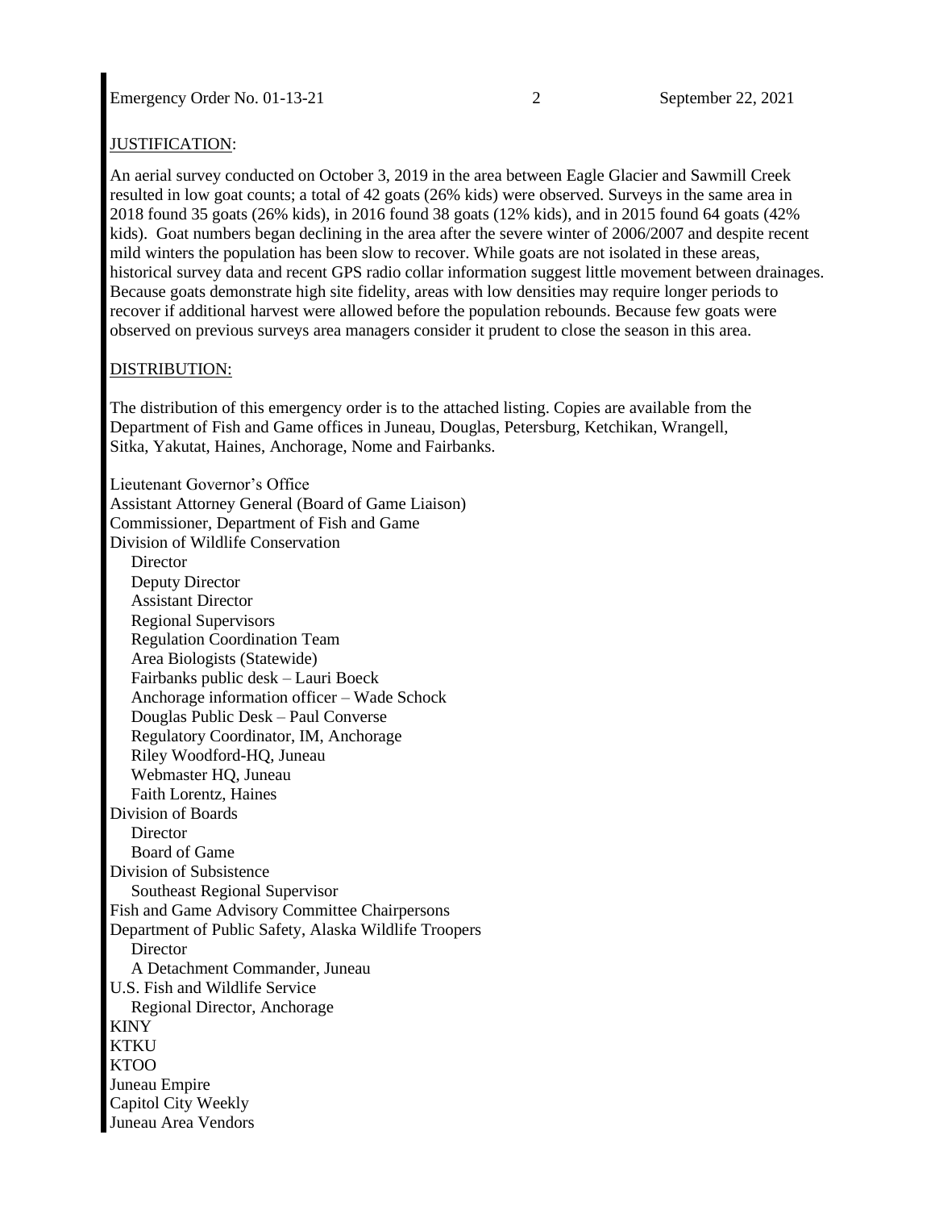JUSTIFICATION:

An aerial survey conducted on October 3, 2019 in the area between Eagle Glacier and Sawmill Creek resulted in low goat counts; a total of 42 goats (26% kids) were observed. Surveys in the same area in 2018 found 35 goats (26% kids), in 2016 found 38 goats (12% kids), and in 2015 found 64 goats (42% kids). Goat numbers began declining in the area after the severe winter of 2006/2007 and despite recent mild winters the population has been slow to recover. While goats are not isolated in these areas, historical survey data and recent GPS radio collar information suggest little movement between drainages. Because goats demonstrate high site fidelity, areas with low densities may require longer periods to recover if additional harvest were allowed before the population rebounds. Because few goats were observed on previous surveys area managers consider it prudent to close the season in this area.

DISTRIBUTION:

The distribution of this emergency order is to the attached listing. Copies are available from the Department of Fish and Game offices in Juneau, Douglas, Petersburg, Ketchikan, Wrangell, Sitka, Yakutat, Haines, Anchorage, Nome and Fairbanks.

Lieutenant Governor's Office
Assistant Attorney General (Board of Game Liaison)
Commissioner, Department of Fish and Game
Division of Wildlife Conservation
- Director
- Deputy Director
- Assistant Director
- Regional Supervisors
- Regulation Coordination Team
- Area Biologists (Statewide)
- Fairbanks public desk – Lauri Boeck
- Anchorage information officer – Wade Schock
- Douglas Public Desk – Paul Converse
- Regulatory Coordinator, IM, Anchorage
- Riley Woodford-HQ, Juneau
- Webmaster HQ, Juneau
- Faith Lorentz, Haines

Division of Boards
- Director
- Board of Game

Division of Subsistence
- Southeast Regional Supervisor

Fish and Game Advisory Committee Chairpersons
Department of Public Safety, Alaska Wildlife Troopers
- Director
- A Detachment Commander, Juneau

U.S. Fish and Wildlife Service
- Regional Director, Anchorage

KINY
KTKU
KTOO
Juneau Empire
Capitol City Weekly
Juneau Area Vendors